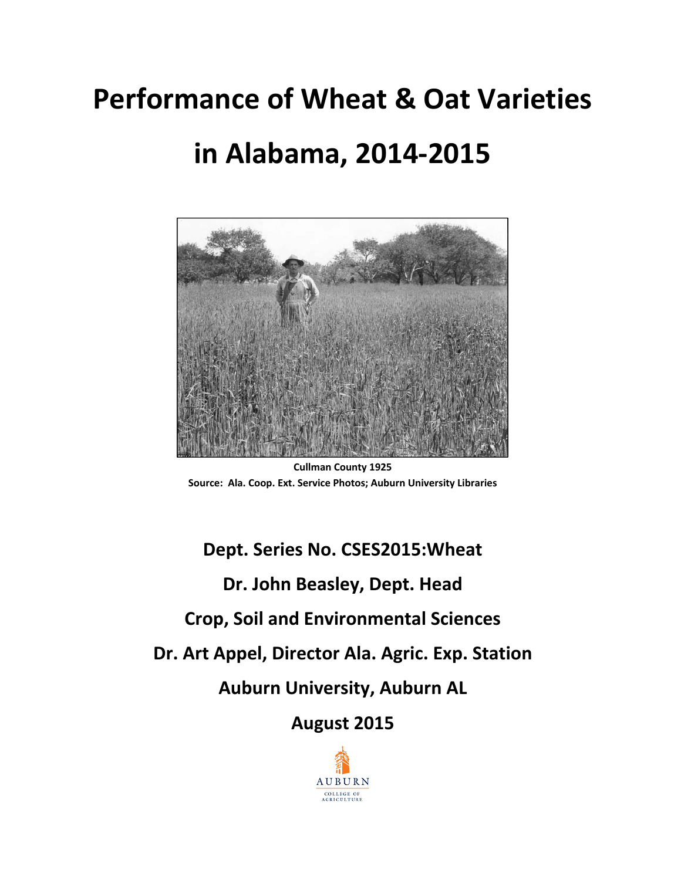# Performance of Wheat & Oat Varieties in Alabama, 2014-2015

**Cullman County 1925**
**Source: Ala. Coop. Ext. Service Photos; Auburn University Libraries**

**Dept. Series No. CSES2015:Wheat**

**Dr. John Beasley, Dept. Head**

**Crop, Soil and Environmental Sciences**

**Dr. Art Appel, Director Ala. Agric. Exp. Station**

**Auburn University, Auburn AL**

**August 2015**

AUBURN
COLLEGE OF AGRICULTURE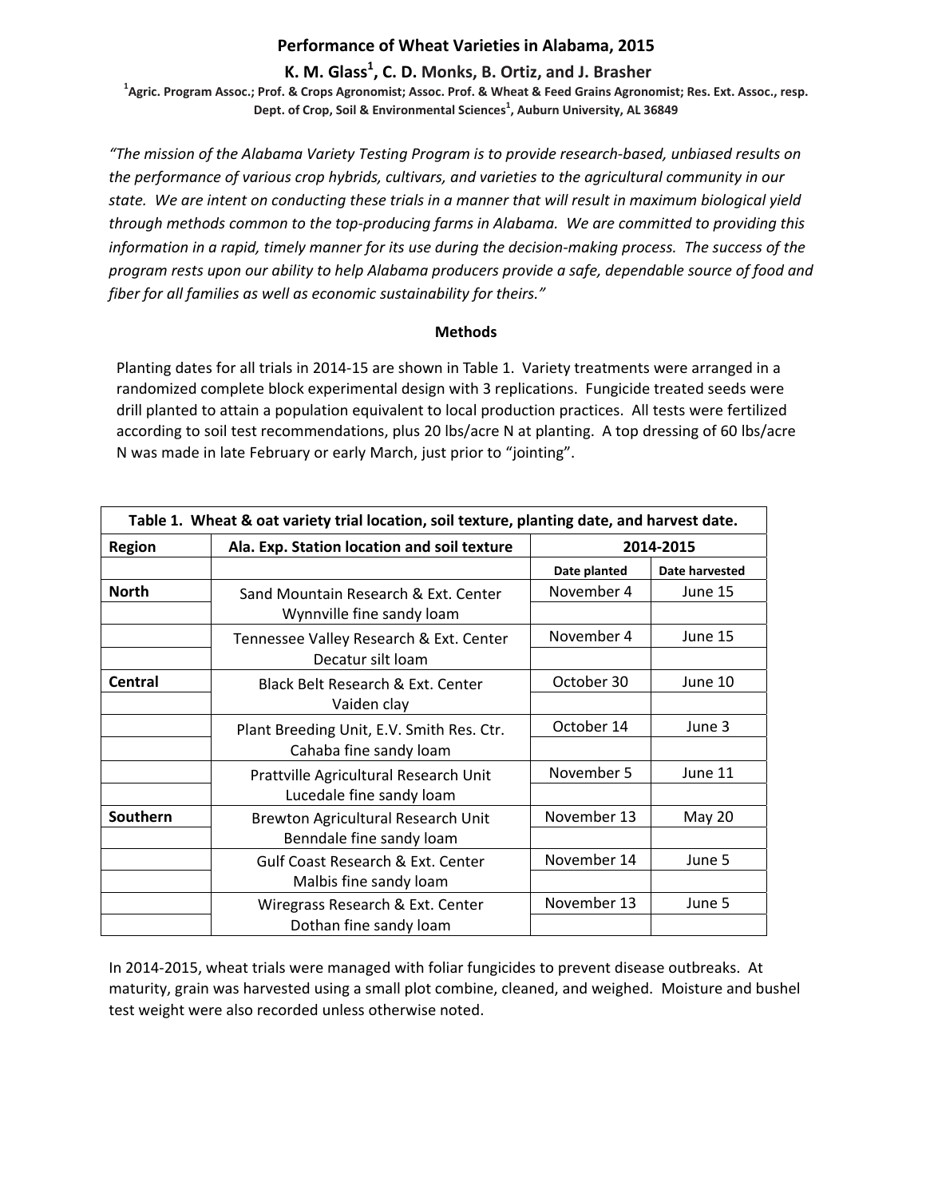# Performance of Wheat Varieties in Alabama, 2015

## K. M. Glass[1], C. D. Monks, B. Ortiz, and J. Brasher

[1]Agric. Program Assoc.; Prof. & Crops Agronomist; Assoc. Prof. & Wheat & Feed Grains Agronomist; Res. Ext. Assoc., resp.
Dept. of Crop, Soil & Environmental Sciences[1], Auburn University, AL 36849

*"The mission of the Alabama Variety Testing Program is to provide research-based, unbiased results on the performance of various crop hybrids, cultivars, and varieties to the agricultural community in our state. We are intent on conducting these trials in a manner that will result in maximum biological yield through methods common to the top-producing farms in Alabama. We are committed to providing this information in a rapid, timely manner for its use during the decision-making process. The success of the program rests upon our ability to help Alabama producers provide a safe, dependable source of food and fiber for all families as well as economic sustainability for theirs."*

### Methods

Planting dates for all trials in 2014-15 are shown in Table 1. Variety treatments were arranged in a randomized complete block experimental design with 3 replications. Fungicide treated seeds were drill planted to attain a population equivalent to local production practices. All tests were fertilized according to soil test recommendations, plus 20 lbs/acre N at planting. A top dressing of 60 lbs/acre N was made in late February or early March, just prior to "jointing".

**Table 1. Wheat & oat variety trial location, soil texture, planting date, and harvest date.**

| Region | Ala. Exp. Station location and soil texture | 2014-2015 | |
|---|---|---|---|
| | | Date planted | Date harvested |
| North | Sand Mountain Research & Ext. Center<br>Wynnville fine sandy loam | November 4 | June 15 |
| | Tennessee Valley Research & Ext. Center<br>Decatur silt loam | November 4 | June 15 |
| Central | Black Belt Research & Ext. Center<br>Vaiden clay | October 30 | June 10 |
| | Plant Breeding Unit, E.V. Smith Res. Ctr.<br>Cahaba fine sandy loam | October 14 | June 3 |
| | Prattville Agricultural Research Unit<br>Lucedale fine sandy loam | November 5 | June 11 |
| Southern | Brewton Agricultural Research Unit<br>Benndale fine sandy loam | November 13 | May 20 |
| | Gulf Coast Research & Ext. Center<br>Malbis fine sandy loam | November 14 | June 5 |
| | Wiregrass Research & Ext. Center<br>Dothan fine sandy loam | November 13 | June 5 |

In 2014-2015, wheat trials were managed with foliar fungicides to prevent disease outbreaks. At maturity, grain was harvested using a small plot combine, cleaned, and weighed. Moisture and bushel test weight were also recorded unless otherwise noted.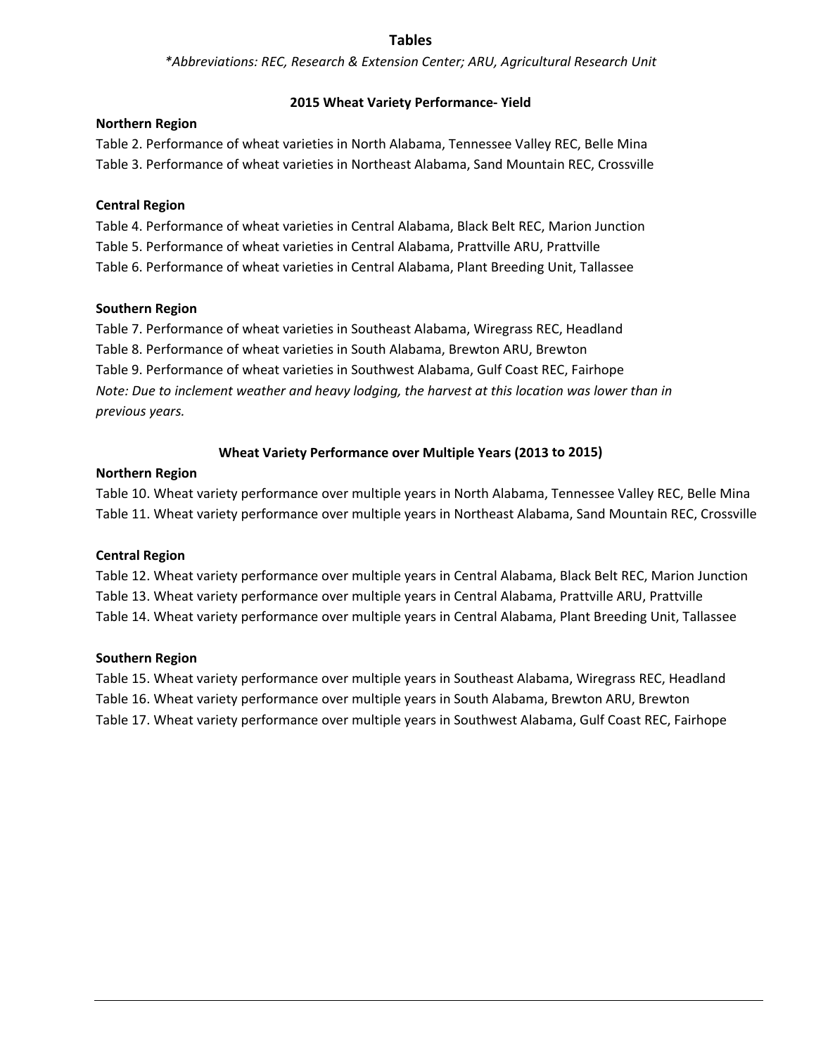# Tables

*\*Abbreviations: REC, Research & Extension Center; ARU, Agricultural Research Unit*

## 2015 Wheat Variety Performance- Yield

### Northern Region

Table 2. Performance of wheat varieties in North Alabama, Tennessee Valley REC, Belle Mina

Table 3. Performance of wheat varieties in Northeast Alabama, Sand Mountain REC, Crossville

### Central Region

Table 4. Performance of wheat varieties in Central Alabama, Black Belt REC, Marion Junction

Table 5. Performance of wheat varieties in Central Alabama, Prattville ARU, Prattville

Table 6. Performance of wheat varieties in Central Alabama, Plant Breeding Unit, Tallassee

### Southern Region

Table 7. Performance of wheat varieties in Southeast Alabama, Wiregrass REC, Headland

Table 8. Performance of wheat varieties in South Alabama, Brewton ARU, Brewton

Table 9. Performance of wheat varieties in Southwest Alabama, Gulf Coast REC, Fairhope

*Note: Due to inclement weather and heavy lodging, the harvest at this location was lower than in previous years.*

## Wheat Variety Performance over Multiple Years (2013 to 2015)

### Northern Region

Table 10. Wheat variety performance over multiple years in North Alabama, Tennessee Valley REC, Belle Mina

Table 11. Wheat variety performance over multiple years in Northeast Alabama, Sand Mountain REC, Crossville

### Central Region

Table 12. Wheat variety performance over multiple years in Central Alabama, Black Belt REC, Marion Junction

Table 13. Wheat variety performance over multiple years in Central Alabama, Prattville ARU, Prattville

Table 14. Wheat variety performance over multiple years in Central Alabama, Plant Breeding Unit, Tallassee

### Southern Region

Table 15. Wheat variety performance over multiple years in Southeast Alabama, Wiregrass REC, Headland

Table 16. Wheat variety performance over multiple years in South Alabama, Brewton ARU, Brewton

Table 17. Wheat variety performance over multiple years in Southwest Alabama, Gulf Coast REC, Fairhope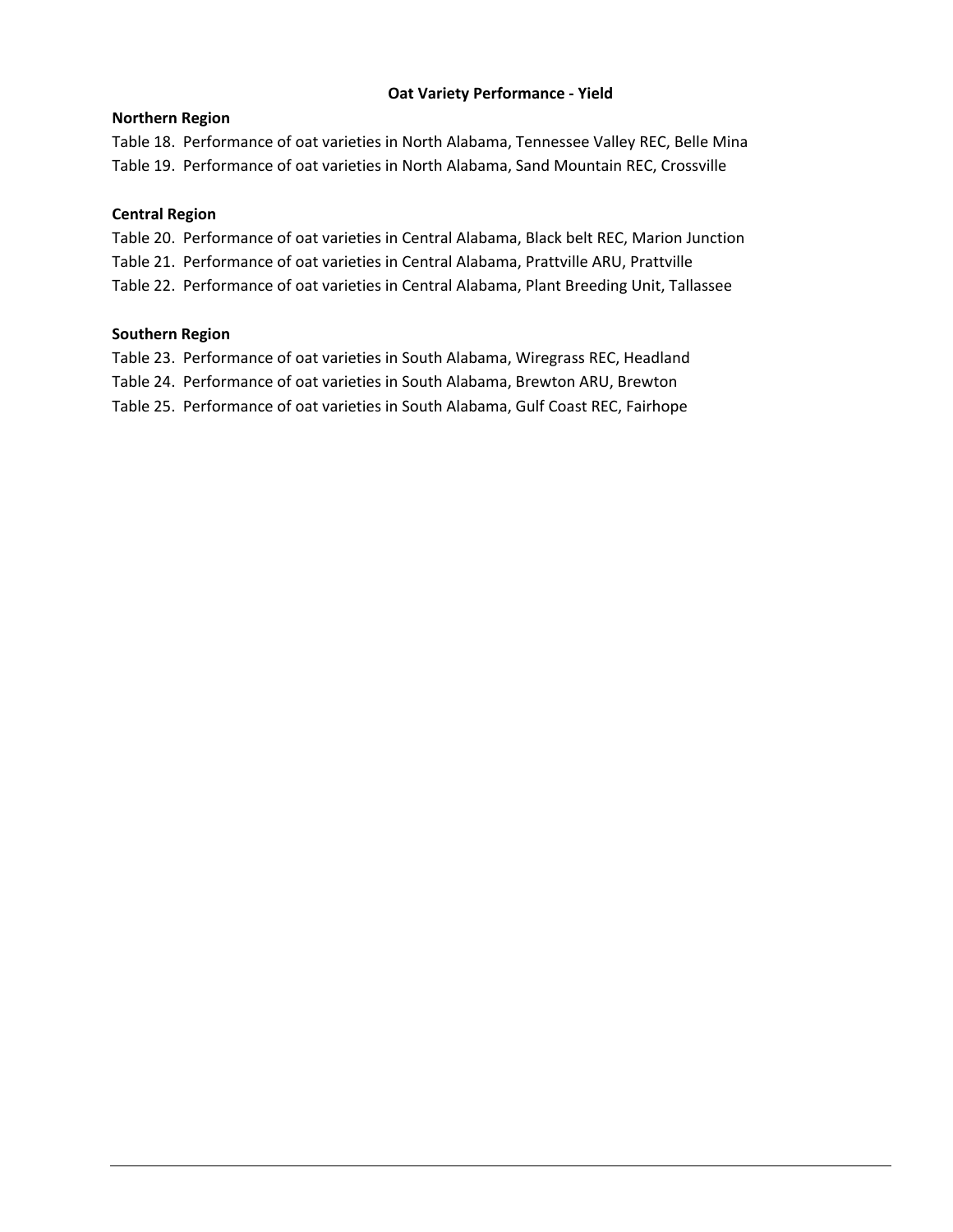## Oat Variety Performance - Yield

### Northern Region

Table 18. Performance of oat varieties in North Alabama, Tennessee Valley REC, Belle Mina

Table 19. Performance of oat varieties in North Alabama, Sand Mountain REC, Crossville

### Central Region

Table 20. Performance of oat varieties in Central Alabama, Black belt REC, Marion Junction

Table 21. Performance of oat varieties in Central Alabama, Prattville ARU, Prattville

Table 22. Performance of oat varieties in Central Alabama, Plant Breeding Unit, Tallassee

### Southern Region

Table 23. Performance of oat varieties in South Alabama, Wiregrass REC, Headland

Table 24. Performance of oat varieties in South Alabama, Brewton ARU, Brewton

Table 25. Performance of oat varieties in South Alabama, Gulf Coast REC, Fairhope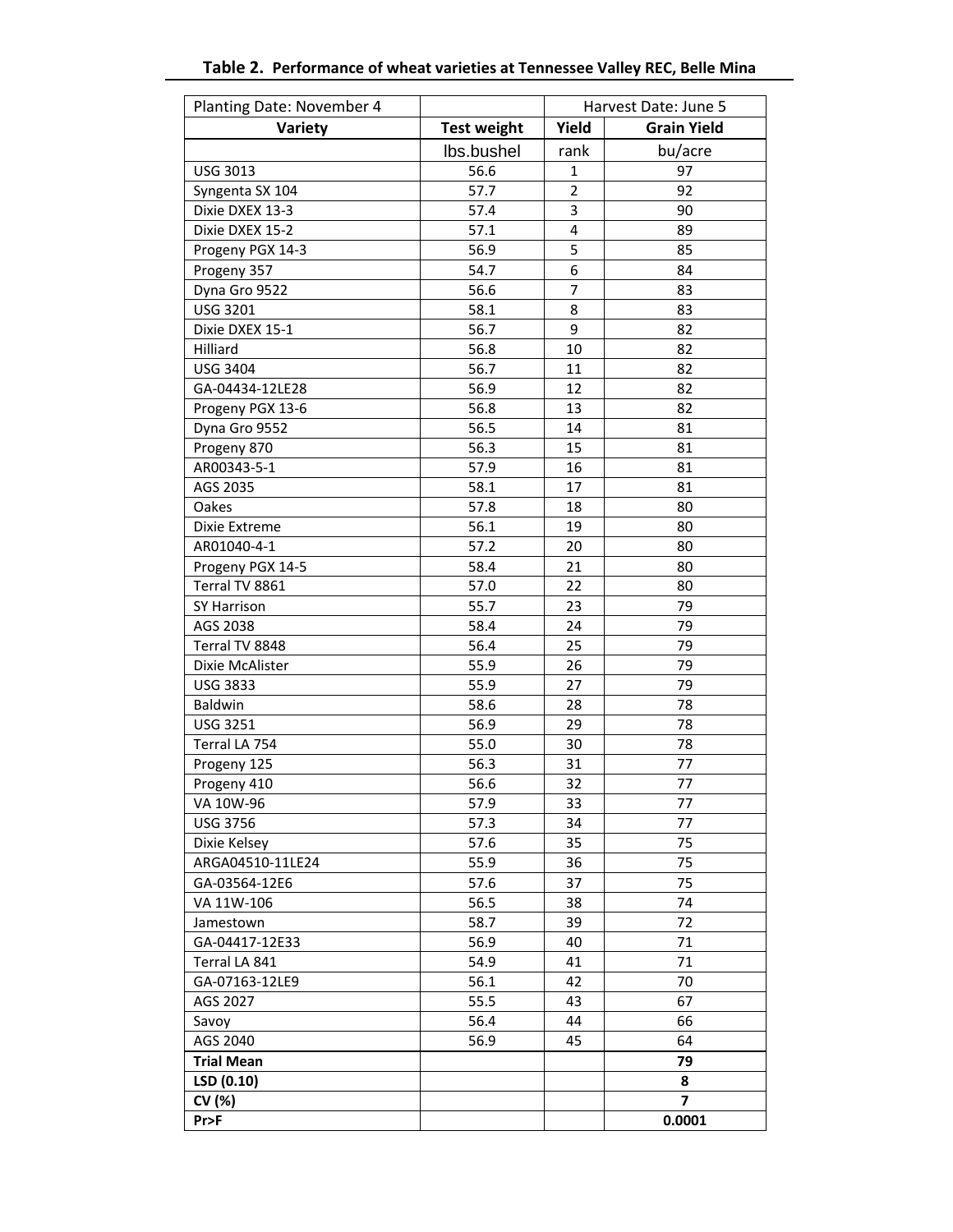**Table 2. Performance of wheat varieties at Tennessee Valley REC, Belle Mina**

| Planting Date: November 4 | | Harvest Date: June 5 | |
|---|---|---|---|
| **Variety** | **Test weight** | **Yield** | **Grain Yield** |
| | lbs.bushel | rank | bu/acre |
| USG 3013 | 56.6 | 1 | 97 |
| Syngenta SX 104 | 57.7 | 2 | 92 |
| Dixie DXEX 13-3 | 57.4 | 3 | 90 |
| Dixie DXEX 15-2 | 57.1 | 4 | 89 |
| Progeny PGX 14-3 | 56.9 | 5 | 85 |
| Progeny 357 | 54.7 | 6 | 84 |
| Dyna Gro 9522 | 56.6 | 7 | 83 |
| USG 3201 | 58.1 | 8 | 83 |
| Dixie DXEX 15-1 | 56.7 | 9 | 82 |
| Hilliard | 56.8 | 10 | 82 |
| USG 3404 | 56.7 | 11 | 82 |
| GA-04434-12LE28 | 56.9 | 12 | 82 |
| Progeny PGX 13-6 | 56.8 | 13 | 82 |
| Dyna Gro 9552 | 56.5 | 14 | 81 |
| Progeny 870 | 56.3 | 15 | 81 |
| AR00343-5-1 | 57.9 | 16 | 81 |
| AGS 2035 | 58.1 | 17 | 81 |
| Oakes | 57.8 | 18 | 80 |
| Dixie Extreme | 56.1 | 19 | 80 |
| AR01040-4-1 | 57.2 | 20 | 80 |
| Progeny PGX 14-5 | 58.4 | 21 | 80 |
| Terral TV 8861 | 57.0 | 22 | 80 |
| SY Harrison | 55.7 | 23 | 79 |
| AGS 2038 | 58.4 | 24 | 79 |
| Terral TV 8848 | 56.4 | 25 | 79 |
| Dixie McAlister | 55.9 | 26 | 79 |
| USG 3833 | 55.9 | 27 | 79 |
| Baldwin | 58.6 | 28 | 78 |
| USG 3251 | 56.9 | 29 | 78 |
| Terral LA 754 | 55.0 | 30 | 78 |
| Progeny 125 | 56.3 | 31 | 77 |
| Progeny 410 | 56.6 | 32 | 77 |
| VA 10W-96 | 57.9 | 33 | 77 |
| USG 3756 | 57.3 | 34 | 77 |
| Dixie Kelsey | 57.6 | 35 | 75 |
| ARGA04510-11LE24 | 55.9 | 36 | 75 |
| GA-03564-12E6 | 57.6 | 37 | 75 |
| VA 11W-106 | 56.5 | 38 | 74 |
| Jamestown | 58.7 | 39 | 72 |
| GA-04417-12E33 | 56.9 | 40 | 71 |
| Terral LA 841 | 54.9 | 41 | 71 |
| GA-07163-12LE9 | 56.1 | 42 | 70 |
| AGS 2027 | 55.5 | 43 | 67 |
| Savoy | 56.4 | 44 | 66 |
| AGS 2040 | 56.9 | 45 | 64 |
| **Trial Mean** | | | **79** |
| **LSD (0.10)** | | | **8** |
| **CV (%)** | | | **7** |
| **Pr>F** | | | **0.0001** |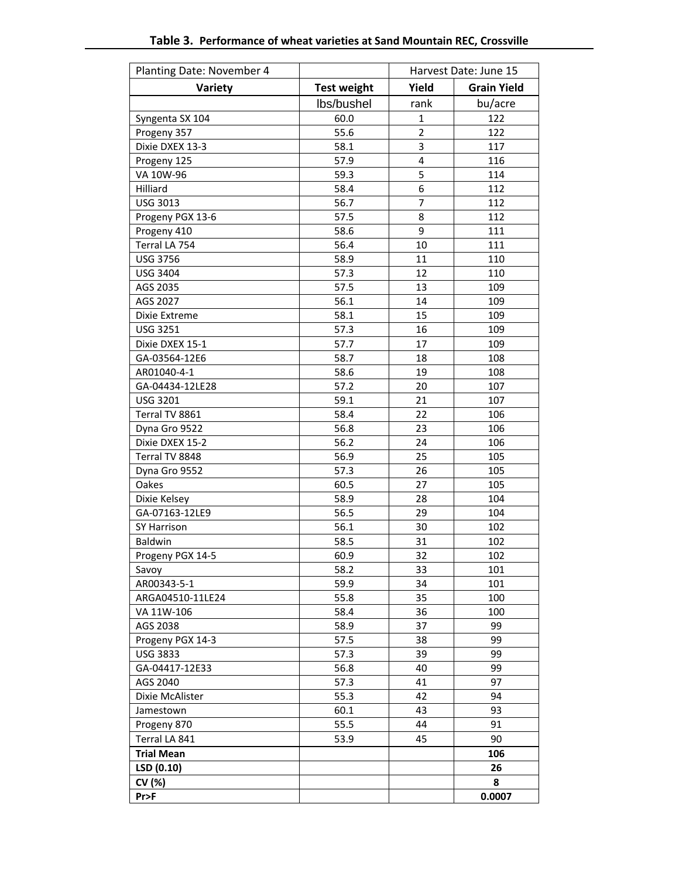**Table 3. Performance of wheat varieties at Sand Mountain REC, Crossville**

| Planting Date: November 4 | | Harvest Date: June 15 | |
|---|---|---|---|
| **Variety** | **Test weight** | **Yield** | **Grain Yield** |
| | lbs/bushel | rank | bu/acre |
| Syngenta SX 104 | 60.0 | 1 | 122 |
| Progeny 357 | 55.6 | 2 | 122 |
| Dixie DXEX 13-3 | 58.1 | 3 | 117 |
| Progeny 125 | 57.9 | 4 | 116 |
| VA 10W-96 | 59.3 | 5 | 114 |
| Hilliard | 58.4 | 6 | 112 |
| USG 3013 | 56.7 | 7 | 112 |
| Progeny PGX 13-6 | 57.5 | 8 | 112 |
| Progeny 410 | 58.6 | 9 | 111 |
| Terral LA 754 | 56.4 | 10 | 111 |
| USG 3756 | 58.9 | 11 | 110 |
| USG 3404 | 57.3 | 12 | 110 |
| AGS 2035 | 57.5 | 13 | 109 |
| AGS 2027 | 56.1 | 14 | 109 |
| Dixie Extreme | 58.1 | 15 | 109 |
| USG 3251 | 57.3 | 16 | 109 |
| Dixie DXEX 15-1 | 57.7 | 17 | 109 |
| GA-03564-12E6 | 58.7 | 18 | 108 |
| AR01040-4-1 | 58.6 | 19 | 108 |
| GA-04434-12LE28 | 57.2 | 20 | 107 |
| USG 3201 | 59.1 | 21 | 107 |
| Terral TV 8861 | 58.4 | 22 | 106 |
| Dyna Gro 9522 | 56.8 | 23 | 106 |
| Dixie DXEX 15-2 | 56.2 | 24 | 106 |
| Terral TV 8848 | 56.9 | 25 | 105 |
| Dyna Gro 9552 | 57.3 | 26 | 105 |
| Oakes | 60.5 | 27 | 105 |
| Dixie Kelsey | 58.9 | 28 | 104 |
| GA-07163-12LE9 | 56.5 | 29 | 104 |
| SY Harrison | 56.1 | 30 | 102 |
| Baldwin | 58.5 | 31 | 102 |
| Progeny PGX 14-5 | 60.9 | 32 | 102 |
| Savoy | 58.2 | 33 | 101 |
| AR00343-5-1 | 59.9 | 34 | 101 |
| ARGA04510-11LE24 | 55.8 | 35 | 100 |
| VA 11W-106 | 58.4 | 36 | 100 |
| AGS 2038 | 58.9 | 37 | 99 |
| Progeny PGX 14-3 | 57.5 | 38 | 99 |
| USG 3833 | 57.3 | 39 | 99 |
| GA-04417-12E33 | 56.8 | 40 | 99 |
| AGS 2040 | 57.3 | 41 | 97 |
| Dixie McAlister | 55.3 | 42 | 94 |
| Jamestown | 60.1 | 43 | 93 |
| Progeny 870 | 55.5 | 44 | 91 |
| Terral LA 841 | 53.9 | 45 | 90 |
| **Trial Mean** | | | **106** |
| **LSD (0.10)** | | | **26** |
| **CV (%)** | | | **8** |
| **Pr>F** | | | **0.0007** |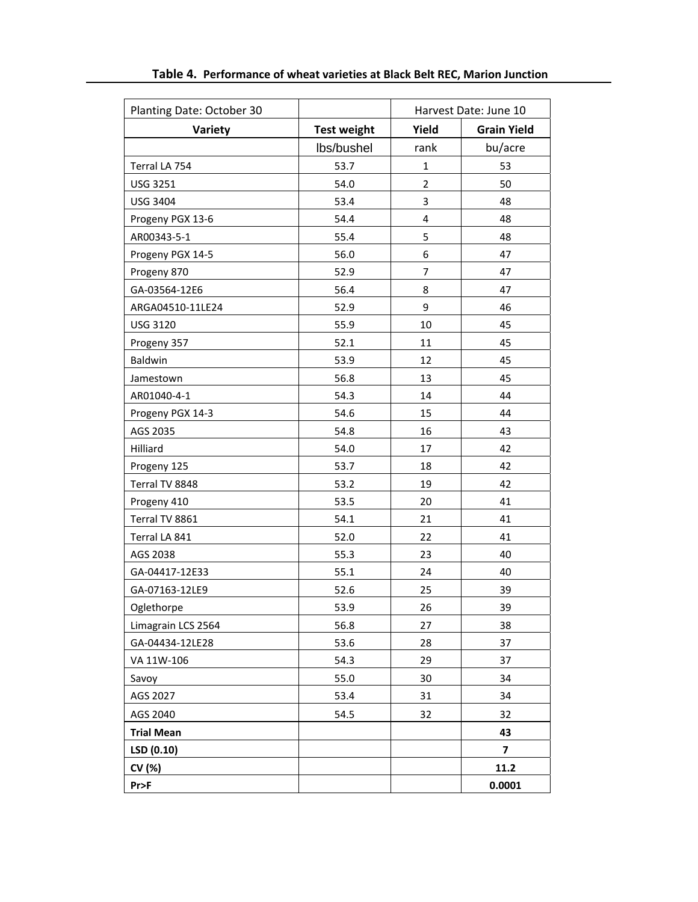**Table 4. Performance of wheat varieties at Black Belt REC, Marion Junction**

| Planting Date: October 30 | | Harvest Date: June 10 | |
|---|---|---|---|
| **Variety** | **Test weight** | **Yield** | **Grain Yield** |
| | lbs/bushel | rank | bu/acre |
| Terral LA 754 | 53.7 | 1 | 53 |
| USG 3251 | 54.0 | 2 | 50 |
| USG 3404 | 53.4 | 3 | 48 |
| Progeny PGX 13-6 | 54.4 | 4 | 48 |
| AR00343-5-1 | 55.4 | 5 | 48 |
| Progeny PGX 14-5 | 56.0 | 6 | 47 |
| Progeny 870 | 52.9 | 7 | 47 |
| GA-03564-12E6 | 56.4 | 8 | 47 |
| ARGA04510-11LE24 | 52.9 | 9 | 46 |
| USG 3120 | 55.9 | 10 | 45 |
| Progeny 357 | 52.1 | 11 | 45 |
| Baldwin | 53.9 | 12 | 45 |
| Jamestown | 56.8 | 13 | 45 |
| AR01040-4-1 | 54.3 | 14 | 44 |
| Progeny PGX 14-3 | 54.6 | 15 | 44 |
| AGS 2035 | 54.8 | 16 | 43 |
| Hilliard | 54.0 | 17 | 42 |
| Progeny 125 | 53.7 | 18 | 42 |
| Terral TV 8848 | 53.2 | 19 | 42 |
| Progeny 410 | 53.5 | 20 | 41 |
| Terral TV 8861 | 54.1 | 21 | 41 |
| Terral LA 841 | 52.0 | 22 | 41 |
| AGS 2038 | 55.3 | 23 | 40 |
| GA-04417-12E33 | 55.1 | 24 | 40 |
| GA-07163-12LE9 | 52.6 | 25 | 39 |
| Oglethorpe | 53.9 | 26 | 39 |
| Limagrain LCS 2564 | 56.8 | 27 | 38 |
| GA-04434-12LE28 | 53.6 | 28 | 37 |
| VA 11W-106 | 54.3 | 29 | 37 |
| Savoy | 55.0 | 30 | 34 |
| AGS 2027 | 53.4 | 31 | 34 |
| AGS 2040 | 54.5 | 32 | 32 |
| **Trial Mean** | | | **43** |
| **LSD (0.10)** | | | **7** |
| **CV (%)** | | | **11.2** |
| **Pr>F** | | | **0.0001** |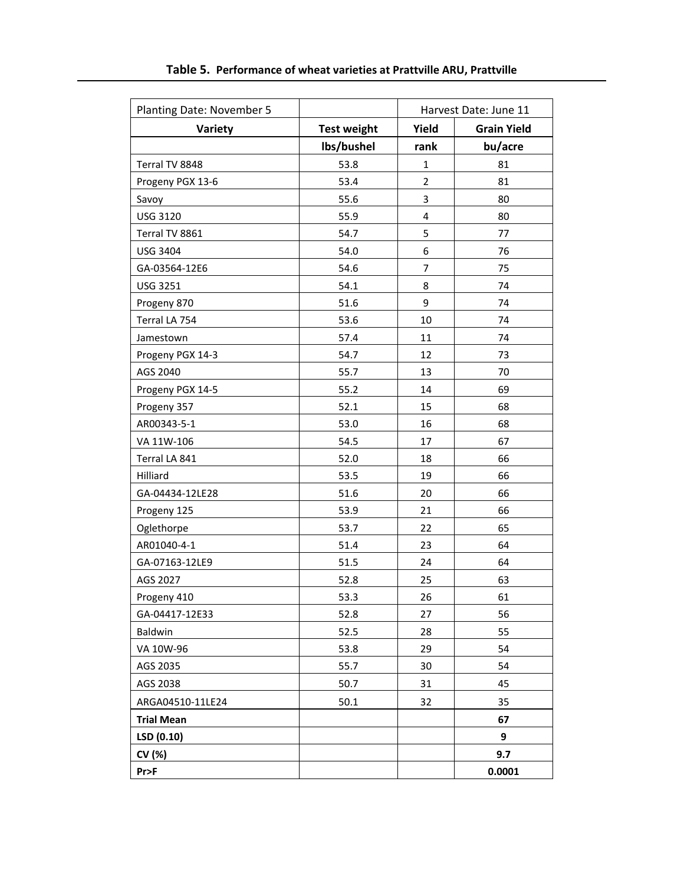**Table 5. Performance of wheat varieties at Prattville ARU, Prattville**

| Planting Date: November 5 | | Harvest Date: June 11 | |
|---|---|---|---|
| **Variety** | **Test weight** | **Yield** | **Grain Yield** |
| | **lbs/bushel** | **rank** | **bu/acre** |
| Terral TV 8848 | 53.8 | 1 | 81 |
| Progeny PGX 13-6 | 53.4 | 2 | 81 |
| Savoy | 55.6 | 3 | 80 |
| USG 3120 | 55.9 | 4 | 80 |
| Terral TV 8861 | 54.7 | 5 | 77 |
| USG 3404 | 54.0 | 6 | 76 |
| GA-03564-12E6 | 54.6 | 7 | 75 |
| USG 3251 | 54.1 | 8 | 74 |
| Progeny 870 | 51.6 | 9 | 74 |
| Terral LA 754 | 53.6 | 10 | 74 |
| Jamestown | 57.4 | 11 | 74 |
| Progeny PGX 14-3 | 54.7 | 12 | 73 |
| AGS 2040 | 55.7 | 13 | 70 |
| Progeny PGX 14-5 | 55.2 | 14 | 69 |
| Progeny 357 | 52.1 | 15 | 68 |
| AR00343-5-1 | 53.0 | 16 | 68 |
| VA 11W-106 | 54.5 | 17 | 67 |
| Terral LA 841 | 52.0 | 18 | 66 |
| Hilliard | 53.5 | 19 | 66 |
| GA-04434-12LE28 | 51.6 | 20 | 66 |
| Progeny 125 | 53.9 | 21 | 66 |
| Oglethorpe | 53.7 | 22 | 65 |
| AR01040-4-1 | 51.4 | 23 | 64 |
| GA-07163-12LE9 | 51.5 | 24 | 64 |
| AGS 2027 | 52.8 | 25 | 63 |
| Progeny 410 | 53.3 | 26 | 61 |
| GA-04417-12E33 | 52.8 | 27 | 56 |
| Baldwin | 52.5 | 28 | 55 |
| VA 10W-96 | 53.8 | 29 | 54 |
| AGS 2035 | 55.7 | 30 | 54 |
| AGS 2038 | 50.7 | 31 | 45 |
| ARGA04510-11LE24 | 50.1 | 32 | 35 |
| **Trial Mean** | | | **67** |
| **LSD (0.10)** | | | **9** |
| **CV (%)** | | | **9.7** |
| **Pr>F** | | | **0.0001** |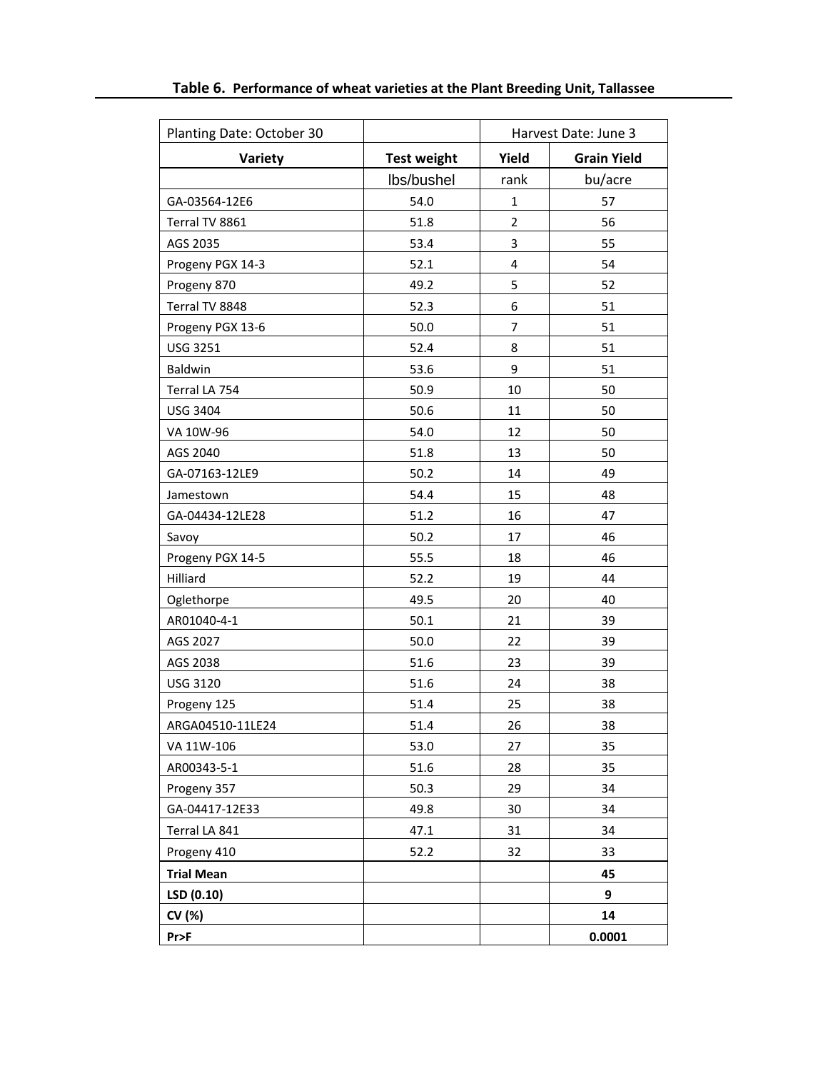**Table 6. Performance of wheat varieties at the Plant Breeding Unit, Tallassee**

| Planting Date: October 30 | | Harvest Date: June 3 | |
|---|---|---|---|
| **Variety** | **Test weight** | **Yield** | **Grain Yield** |
| | lbs/bushel | rank | bu/acre |
| GA-03564-12E6 | 54.0 | 1 | 57 |
| Terral TV 8861 | 51.8 | 2 | 56 |
| AGS 2035 | 53.4 | 3 | 55 |
| Progeny PGX 14-3 | 52.1 | 4 | 54 |
| Progeny 870 | 49.2 | 5 | 52 |
| Terral TV 8848 | 52.3 | 6 | 51 |
| Progeny PGX 13-6 | 50.0 | 7 | 51 |
| USG 3251 | 52.4 | 8 | 51 |
| Baldwin | 53.6 | 9 | 51 |
| Terral LA 754 | 50.9 | 10 | 50 |
| USG 3404 | 50.6 | 11 | 50 |
| VA 10W-96 | 54.0 | 12 | 50 |
| AGS 2040 | 51.8 | 13 | 50 |
| GA-07163-12LE9 | 50.2 | 14 | 49 |
| Jamestown | 54.4 | 15 | 48 |
| GA-04434-12LE28 | 51.2 | 16 | 47 |
| Savoy | 50.2 | 17 | 46 |
| Progeny PGX 14-5 | 55.5 | 18 | 46 |
| Hilliard | 52.2 | 19 | 44 |
| Oglethorpe | 49.5 | 20 | 40 |
| AR01040-4-1 | 50.1 | 21 | 39 |
| AGS 2027 | 50.0 | 22 | 39 |
| AGS 2038 | 51.6 | 23 | 39 |
| USG 3120 | 51.6 | 24 | 38 |
| Progeny 125 | 51.4 | 25 | 38 |
| ARGA04510-11LE24 | 51.4 | 26 | 38 |
| VA 11W-106 | 53.0 | 27 | 35 |
| AR00343-5-1 | 51.6 | 28 | 35 |
| Progeny 357 | 50.3 | 29 | 34 |
| GA-04417-12E33 | 49.8 | 30 | 34 |
| Terral LA 841 | 47.1 | 31 | 34 |
| Progeny 410 | 52.2 | 32 | 33 |
| **Trial Mean** | | | **45** |
| **LSD (0.10)** | | | **9** |
| **CV (%)** | | | **14** |
| **Pr>F** | | | **0.0001** |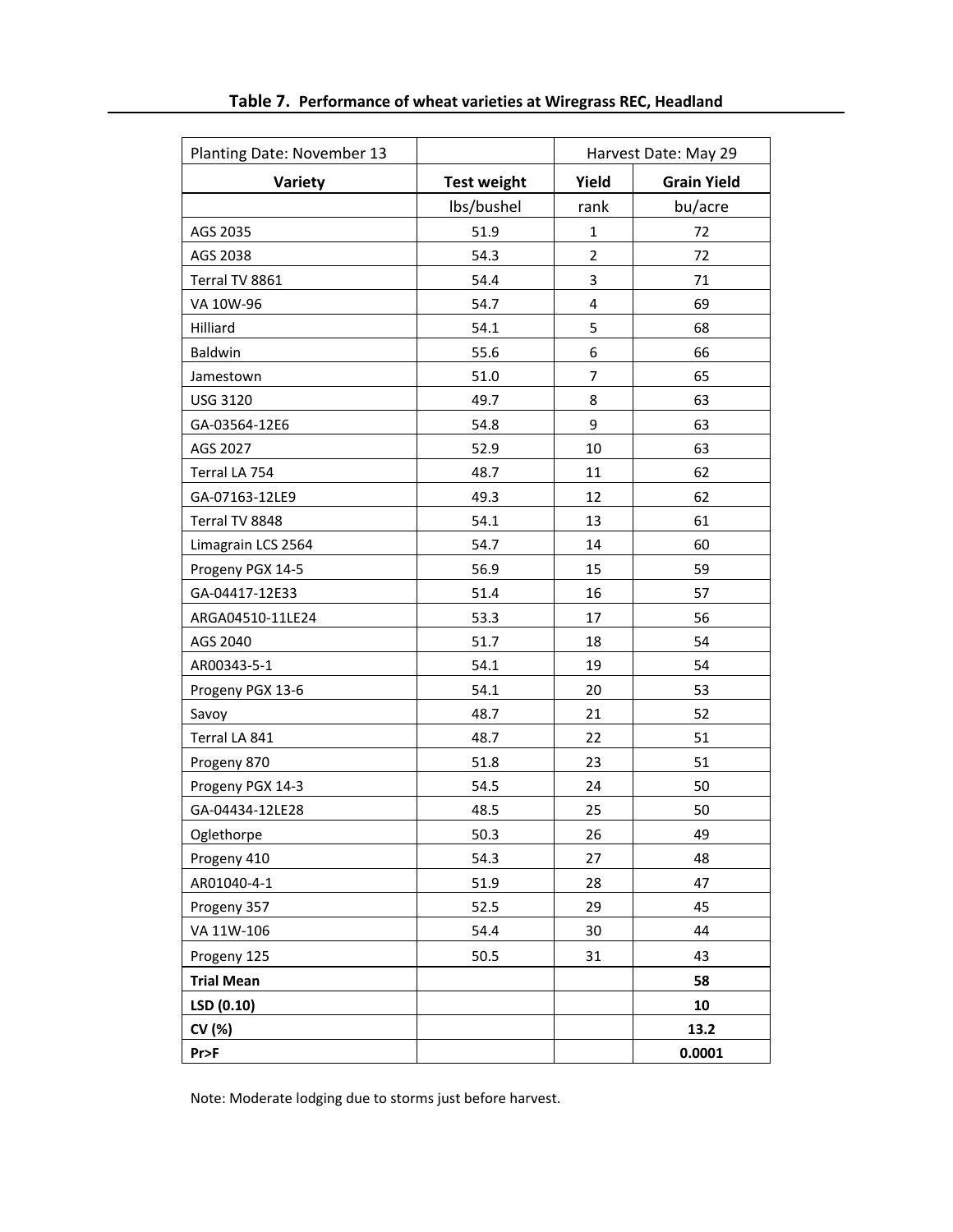**Table 7. Performance of wheat varieties at Wiregrass REC, Headland**

| Planting Date: November 13 | | Harvest Date: May 29 | |
|---|---|---|---|
| **Variety** | **Test weight** | **Yield** | **Grain Yield** |
| | lbs/bushel | rank | bu/acre |
| AGS 2035 | 51.9 | 1 | 72 |
| AGS 2038 | 54.3 | 2 | 72 |
| Terral TV 8861 | 54.4 | 3 | 71 |
| VA 10W-96 | 54.7 | 4 | 69 |
| Hilliard | 54.1 | 5 | 68 |
| Baldwin | 55.6 | 6 | 66 |
| Jamestown | 51.0 | 7 | 65 |
| USG 3120 | 49.7 | 8 | 63 |
| GA-03564-12E6 | 54.8 | 9 | 63 |
| AGS 2027 | 52.9 | 10 | 63 |
| Terral LA 754 | 48.7 | 11 | 62 |
| GA-07163-12LE9 | 49.3 | 12 | 62 |
| Terral TV 8848 | 54.1 | 13 | 61 |
| Limagrain LCS 2564 | 54.7 | 14 | 60 |
| Progeny PGX 14-5 | 56.9 | 15 | 59 |
| GA-04417-12E33 | 51.4 | 16 | 57 |
| ARGA04510-11LE24 | 53.3 | 17 | 56 |
| AGS 2040 | 51.7 | 18 | 54 |
| AR00343-5-1 | 54.1 | 19 | 54 |
| Progeny PGX 13-6 | 54.1 | 20 | 53 |
| Savoy | 48.7 | 21 | 52 |
| Terral LA 841 | 48.7 | 22 | 51 |
| Progeny 870 | 51.8 | 23 | 51 |
| Progeny PGX 14-3 | 54.5 | 24 | 50 |
| GA-04434-12LE28 | 48.5 | 25 | 50 |
| Oglethorpe | 50.3 | 26 | 49 |
| Progeny 410 | 54.3 | 27 | 48 |
| AR01040-4-1 | 51.9 | 28 | 47 |
| Progeny 357 | 52.5 | 29 | 45 |
| VA 11W-106 | 54.4 | 30 | 44 |
| Progeny 125 | 50.5 | 31 | 43 |
| **Trial Mean** | | | **58** |
| **LSD (0.10)** | | | **10** |
| **CV (%)** | | | **13.2** |
| **Pr>F** | | | **0.0001** |

Note: Moderate lodging due to storms just before harvest.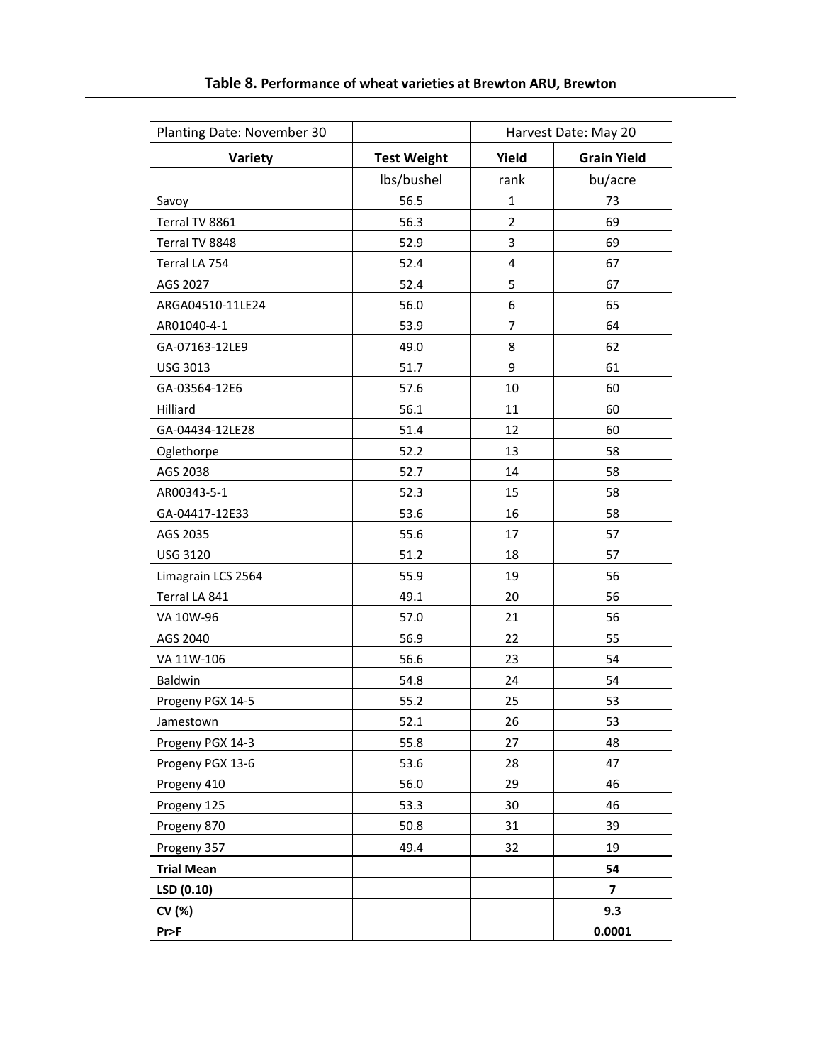**Table 8.** **Performance of wheat varieties at Brewton ARU, Brewton**

| Planting Date: November 30 | | Harvest Date: May 20 | |
|---|---|---|---|
| **Variety** | **Test Weight** | **Yield** | **Grain Yield** |
| | lbs/bushel | rank | bu/acre |
| Savoy | 56.5 | 1 | 73 |
| Terral TV 8861 | 56.3 | 2 | 69 |
| Terral TV 8848 | 52.9 | 3 | 69 |
| Terral LA 754 | 52.4 | 4 | 67 |
| AGS 2027 | 52.4 | 5 | 67 |
| ARGA04510-11LE24 | 56.0 | 6 | 65 |
| AR01040-4-1 | 53.9 | 7 | 64 |
| GA-07163-12LE9 | 49.0 | 8 | 62 |
| USG 3013 | 51.7 | 9 | 61 |
| GA-03564-12E6 | 57.6 | 10 | 60 |
| Hilliard | 56.1 | 11 | 60 |
| GA-04434-12LE28 | 51.4 | 12 | 60 |
| Oglethorpe | 52.2 | 13 | 58 |
| AGS 2038 | 52.7 | 14 | 58 |
| AR00343-5-1 | 52.3 | 15 | 58 |
| GA-04417-12E33 | 53.6 | 16 | 58 |
| AGS 2035 | 55.6 | 17 | 57 |
| USG 3120 | 51.2 | 18 | 57 |
| Limagrain LCS 2564 | 55.9 | 19 | 56 |
| Terral LA 841 | 49.1 | 20 | 56 |
| VA 10W-96 | 57.0 | 21 | 56 |
| AGS 2040 | 56.9 | 22 | 55 |
| VA 11W-106 | 56.6 | 23 | 54 |
| Baldwin | 54.8 | 24 | 54 |
| Progeny PGX 14-5 | 55.2 | 25 | 53 |
| Jamestown | 52.1 | 26 | 53 |
| Progeny PGX 14-3 | 55.8 | 27 | 48 |
| Progeny PGX 13-6 | 53.6 | 28 | 47 |
| Progeny 410 | 56.0 | 29 | 46 |
| Progeny 125 | 53.3 | 30 | 46 |
| Progeny 870 | 50.8 | 31 | 39 |
| Progeny 357 | 49.4 | 32 | 19 |
| **Trial Mean** | | | **54** |
| **LSD (0.10)** | | | **7** |
| **CV (%)** | | | **9.3** |
| **Pr>F** | | | **0.0001** |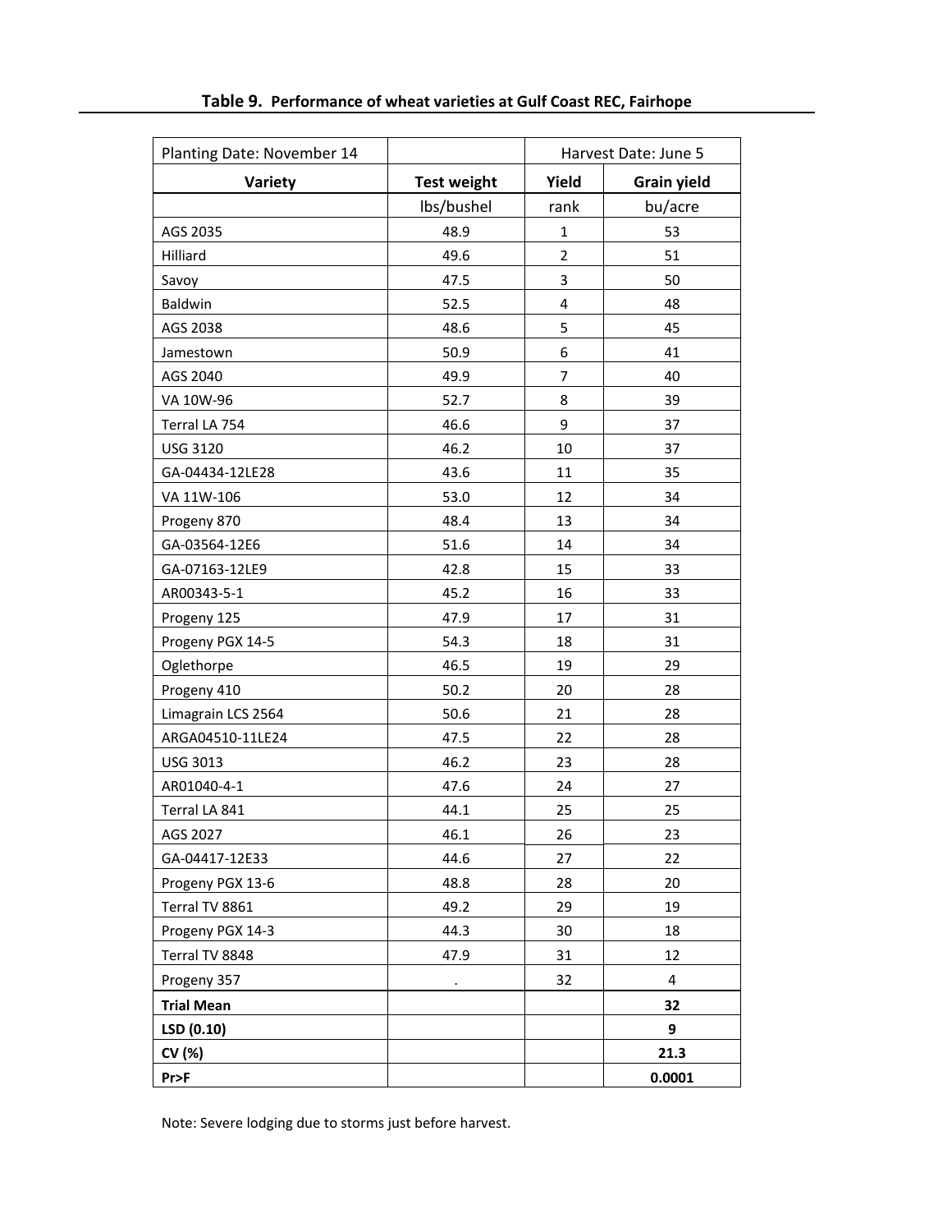**Table 9. Performance of wheat varieties at Gulf Coast REC, Fairhope**

| Planting Date: November 14 | | Harvest Date: June 5 | |
|---|---|---|---|
| **Variety** | **Test weight** | **Yield** | **Grain yield** |
| | lbs/bushel | rank | bu/acre |
| AGS 2035 | 48.9 | 1 | 53 |
| Hilliard | 49.6 | 2 | 51 |
| Savoy | 47.5 | 3 | 50 |
| Baldwin | 52.5 | 4 | 48 |
| AGS 2038 | 48.6 | 5 | 45 |
| Jamestown | 50.9 | 6 | 41 |
| AGS 2040 | 49.9 | 7 | 40 |
| VA 10W-96 | 52.7 | 8 | 39 |
| Terral LA 754 | 46.6 | 9 | 37 |
| USG 3120 | 46.2 | 10 | 37 |
| GA-04434-12LE28 | 43.6 | 11 | 35 |
| VA 11W-106 | 53.0 | 12 | 34 |
| Progeny 870 | 48.4 | 13 | 34 |
| GA-03564-12E6 | 51.6 | 14 | 34 |
| GA-07163-12LE9 | 42.8 | 15 | 33 |
| AR00343-5-1 | 45.2 | 16 | 33 |
| Progeny 125 | 47.9 | 17 | 31 |
| Progeny PGX 14-5 | 54.3 | 18 | 31 |
| Oglethorpe | 46.5 | 19 | 29 |
| Progeny 410 | 50.2 | 20 | 28 |
| Limagrain LCS 2564 | 50.6 | 21 | 28 |
| ARGA04510-11LE24 | 47.5 | 22 | 28 |
| USG 3013 | 46.2 | 23 | 28 |
| AR01040-4-1 | 47.6 | 24 | 27 |
| Terral LA 841 | 44.1 | 25 | 25 |
| AGS 2027 | 46.1 | 26 | 23 |
| GA-04417-12E33 | 44.6 | 27 | 22 |
| Progeny PGX 13-6 | 48.8 | 28 | 20 |
| Terral TV 8861 | 49.2 | 29 | 19 |
| Progeny PGX 14-3 | 44.3 | 30 | 18 |
| Terral TV 8848 | 47.9 | 31 | 12 |
| Progeny 357 | . | 32 | 4 |
| **Trial Mean** | | | **32** |
| **LSD (0.10)** | | | **9** |
| **CV (%)** | | | **21.3** |
| **Pr>F** | | | **0.0001** |

Note: Severe lodging due to storms just before harvest.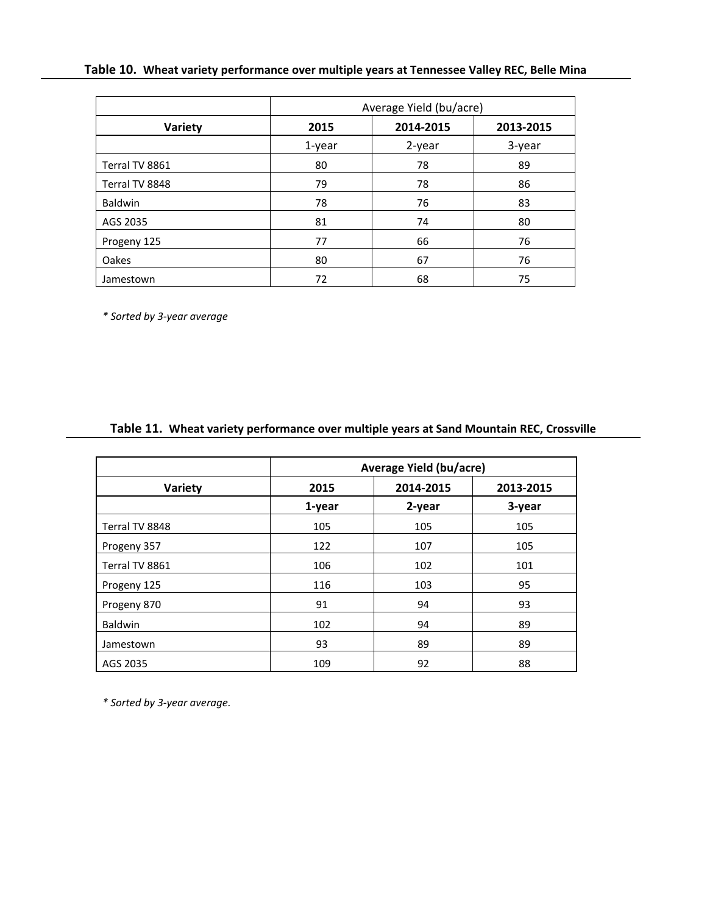**Table 10. Wheat variety performance over multiple years at Tennessee Valley REC, Belle Mina**

| | Average Yield (bu/acre) | | |
|---|---|---|---|
| **Variety** | **2015** | **2014-2015** | **2013-2015** |
| | 1-year | 2-year | 3-year |
| Terral TV 8861 | 80 | 78 | 89 |
| Terral TV 8848 | 79 | 78 | 86 |
| Baldwin | 78 | 76 | 83 |
| AGS 2035 | 81 | 74 | 80 |
| Progeny 125 | 77 | 66 | 76 |
| Oakes | 80 | 67 | 76 |
| Jamestown | 72 | 68 | 75 |

*\* Sorted by 3-year average*

**Table 11. Wheat variety performance over multiple years at Sand Mountain REC, Crossville**

| | **Average Yield (bu/acre)** | | |
|---|---|---|---|
| **Variety** | **2015** | **2014-2015** | **2013-2015** |
| | **1-year** | **2-year** | **3-year** |
| Terral TV 8848 | 105 | 105 | 105 |
| Progeny 357 | 122 | 107 | 105 |
| Terral TV 8861 | 106 | 102 | 101 |
| Progeny 125 | 116 | 103 | 95 |
| Progeny 870 | 91 | 94 | 93 |
| Baldwin | 102 | 94 | 89 |
| Jamestown | 93 | 89 | 89 |
| AGS 2035 | 109 | 92 | 88 |

*\* Sorted by 3-year average.*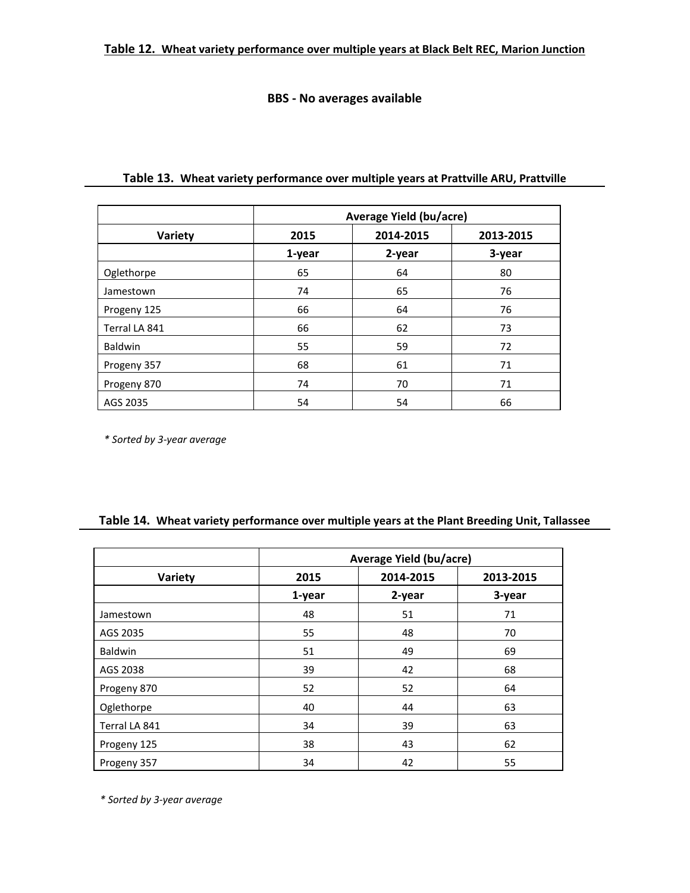**Table 12. Wheat variety performance over multiple years at Black Belt REC, Marion Junction**

**BBS - No averages available**

**Table 13. Wheat variety performance over multiple years at Prattville ARU, Prattville**

| | Average Yield (bu/acre) | | |
|---|---|---|---|
| Variety | 2015 | 2014-2015 | 2013-2015 |
| | 1-year | 2-year | 3-year |
| Oglethorpe | 65 | 64 | 80 |
| Jamestown | 74 | 65 | 76 |
| Progeny 125 | 66 | 64 | 76 |
| Terral LA 841 | 66 | 62 | 73 |
| Baldwin | 55 | 59 | 72 |
| Progeny 357 | 68 | 61 | 71 |
| Progeny 870 | 74 | 70 | 71 |
| AGS 2035 | 54 | 54 | 66 |

*\* Sorted by 3-year average*

**Table 14. Wheat variety performance over multiple years at the Plant Breeding Unit, Tallassee**

| | Average Yield (bu/acre) | | |
|---|---|---|---|
| Variety | 2015 | 2014-2015 | 2013-2015 |
| | 1-year | 2-year | 3-year |
| Jamestown | 48 | 51 | 71 |
| AGS 2035 | 55 | 48 | 70 |
| Baldwin | 51 | 49 | 69 |
| AGS 2038 | 39 | 42 | 68 |
| Progeny 870 | 52 | 52 | 64 |
| Oglethorpe | 40 | 44 | 63 |
| Terral LA 841 | 34 | 39 | 63 |
| Progeny 125 | 38 | 43 | 62 |
| Progeny 357 | 34 | 42 | 55 |

*\* Sorted by 3-year average*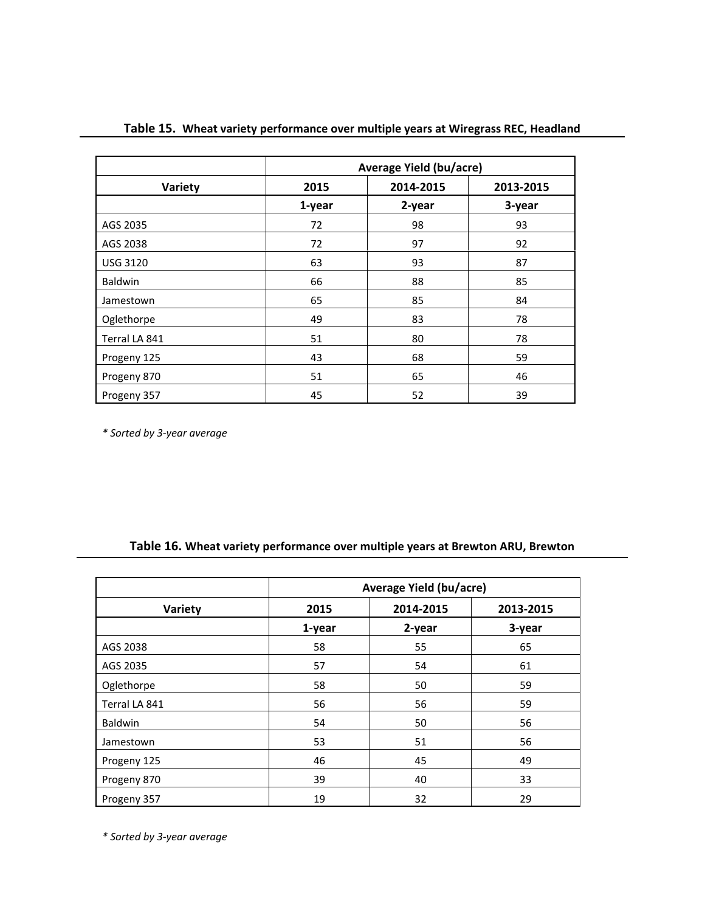**Table 15. Wheat variety performance over multiple years at Wiregrass REC, Headland**

| | Average Yield (bu/acre) | | |
|---|---|---|---|
| Variety | 2015 | 2014-2015 | 2013-2015 |
| | 1-year | 2-year | 3-year |
| AGS 2035 | 72 | 98 | 93 |
| AGS 2038 | 72 | 97 | 92 |
| USG 3120 | 63 | 93 | 87 |
| Baldwin | 66 | 88 | 85 |
| Jamestown | 65 | 85 | 84 |
| Oglethorpe | 49 | 83 | 78 |
| Terral LA 841 | 51 | 80 | 78 |
| Progeny 125 | 43 | 68 | 59 |
| Progeny 870 | 51 | 65 | 46 |
| Progeny 357 | 45 | 52 | 39 |

*\* Sorted by 3-year average*

**Table 16. Wheat variety performance over multiple years at Brewton ARU, Brewton**

| | Average Yield (bu/acre) | | |
|---|---|---|---|
| Variety | 2015 | 2014-2015 | 2013-2015 |
| | 1-year | 2-year | 3-year |
| AGS 2038 | 58 | 55 | 65 |
| AGS 2035 | 57 | 54 | 61 |
| Oglethorpe | 58 | 50 | 59 |
| Terral LA 841 | 56 | 56 | 59 |
| Baldwin | 54 | 50 | 56 |
| Jamestown | 53 | 51 | 56 |
| Progeny 125 | 46 | 45 | 49 |
| Progeny 870 | 39 | 40 | 33 |
| Progeny 357 | 19 | 32 | 29 |

*\* Sorted by 3-year average*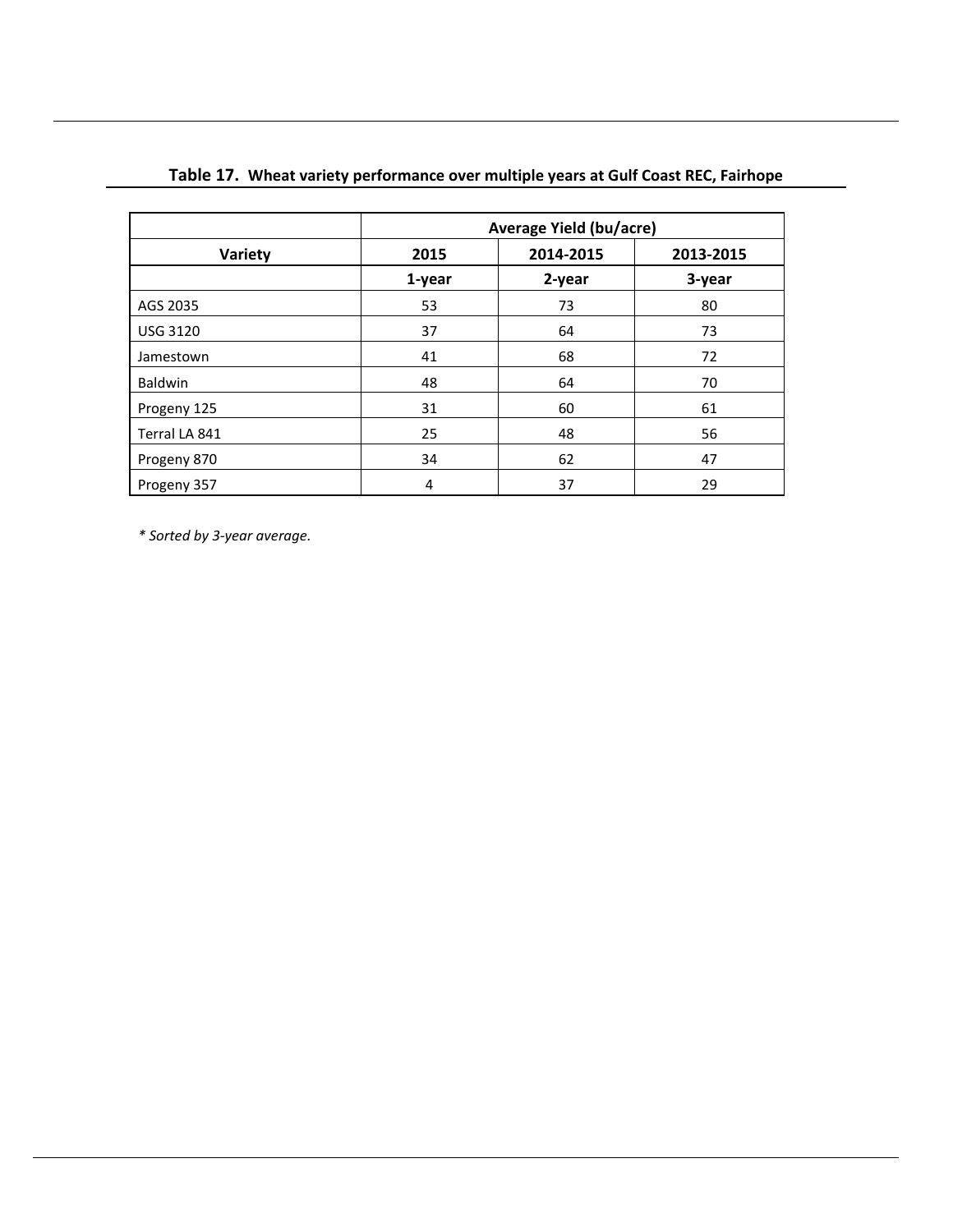**Table 17. Wheat variety performance over multiple years at Gulf Coast REC, Fairhope**

| | Average Yield (bu/acre) | | |
|---|---|---|---|
| Variety | 2015 | 2014-2015 | 2013-2015 |
| | 1-year | 2-year | 3-year |
| AGS 2035 | 53 | 73 | 80 |
| USG 3120 | 37 | 64 | 73 |
| Jamestown | 41 | 68 | 72 |
| Baldwin | 48 | 64 | 70 |
| Progeny 125 | 31 | 60 | 61 |
| Terral LA 841 | 25 | 48 | 56 |
| Progeny 870 | 34 | 62 | 47 |
| Progeny 357 | 4 | 37 | 29 |

*\* Sorted by 3-year average.*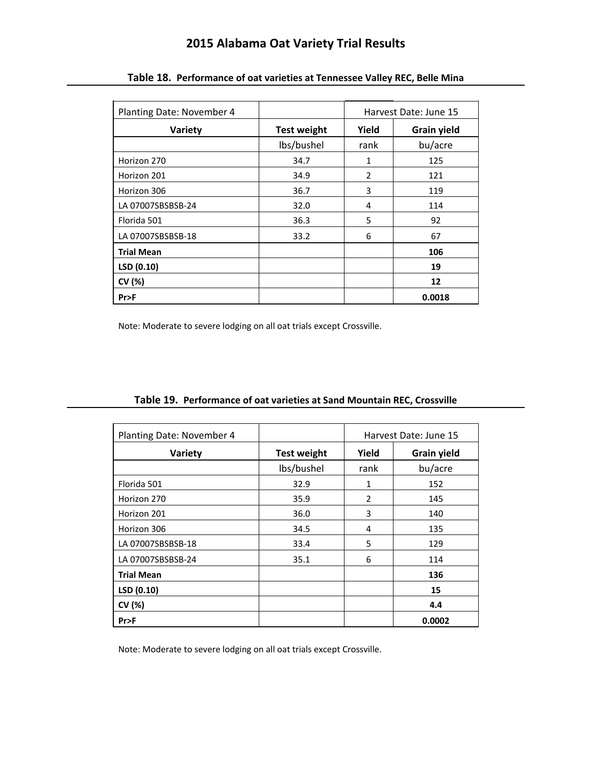# 2015 Alabama Oat Variety Trial Results

**Table 18. Performance of oat varieties at Tennessee Valley REC, Belle Mina**

| Planting Date: November 4 | | Harvest Date: June 15 | |
|---|---|---|---|
| **Variety** | **Test weight** | **Yield** | **Grain yield** |
| | lbs/bushel | rank | bu/acre |
| Horizon 270 | 34.7 | 1 | 125 |
| Horizon 201 | 34.9 | 2 | 121 |
| Horizon 306 | 36.7 | 3 | 119 |
| LA 07007SBSBSB-24 | 32.0 | 4 | 114 |
| Florida 501 | 36.3 | 5 | 92 |
| LA 07007SBSBSB-18 | 33.2 | 6 | 67 |
| **Trial Mean** | | | **106** |
| **LSD (0.10)** | | | **19** |
| **CV (%)** | | | **12** |
| **Pr>F** | | | **0.0018** |

Note: Moderate to severe lodging on all oat trials except Crossville.

**Table 19. Performance of oat varieties at Sand Mountain REC, Crossville**

| Planting Date: November 4 | | Harvest Date: June 15 | |
|---|---|---|---|
| **Variety** | **Test weight** | **Yield** | **Grain yield** |
| | lbs/bushel | rank | bu/acre |
| Florida 501 | 32.9 | 1 | 152 |
| Horizon 270 | 35.9 | 2 | 145 |
| Horizon 201 | 36.0 | 3 | 140 |
| Horizon 306 | 34.5 | 4 | 135 |
| LA 07007SBSBSB-18 | 33.4 | 5 | 129 |
| LA 07007SBSBSB-24 | 35.1 | 6 | 114 |
| **Trial Mean** | | | **136** |
| **LSD (0.10)** | | | **15** |
| **CV (%)** | | | **4.4** |
| **Pr>F** | | | **0.0002** |

Note: Moderate to severe lodging on all oat trials except Crossville.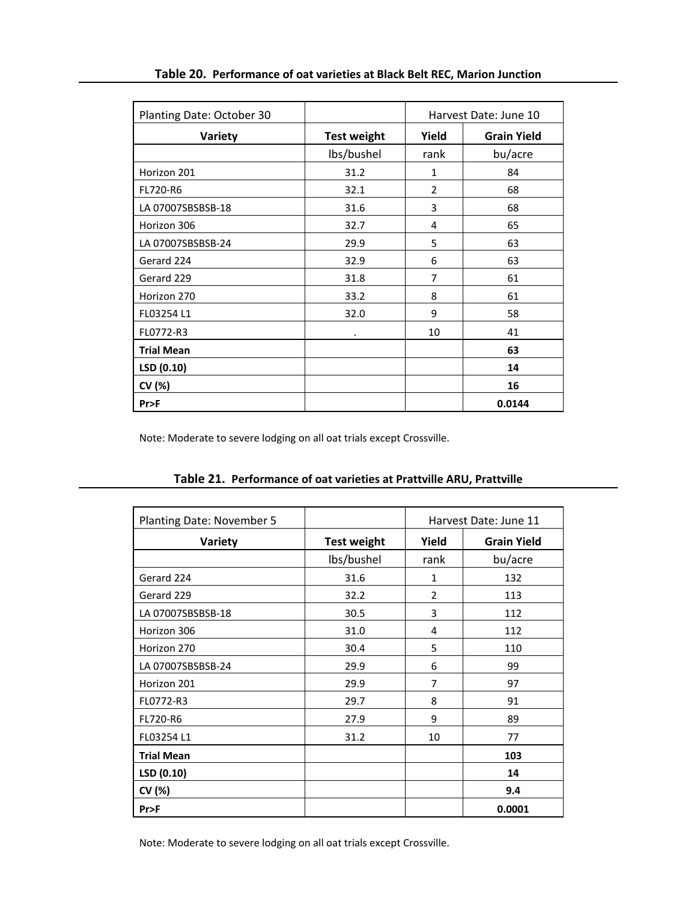## **Table 20.** Performance of oat varieties at Black Belt REC, Marion Junction

| Planting Date: October 30 | | Harvest Date: June 10 | |
|---|---|---|---|
| **Variety** | **Test weight** | **Yield** | **Grain Yield** |
| | lbs/bushel | rank | bu/acre |
| Horizon 201 | 31.2 | 1 | 84 |
| FL720-R6 | 32.1 | 2 | 68 |
| LA 07007SBSBSB-18 | 31.6 | 3 | 68 |
| Horizon 306 | 32.7 | 4 | 65 |
| LA 07007SBSBSB-24 | 29.9 | 5 | 63 |
| Gerard 224 | 32.9 | 6 | 63 |
| Gerard 229 | 31.8 | 7 | 61 |
| Horizon 270 | 33.2 | 8 | 61 |
| FL03254 L1 | 32.0 | 9 | 58 |
| FL0772-R3 | . | 10 | 41 |
| **Trial Mean** | | | **63** |
| **LSD (0.10)** | | | **14** |
| **CV (%)** | | | **16** |
| **Pr>F** | | | **0.0144** |

Note: Moderate to severe lodging on all oat trials except Crossville.

## **Table 21.** Performance of oat varieties at Prattville ARU, Prattville

| Planting Date: November 5 | | Harvest Date: June 11 | |
|---|---|---|---|
| **Variety** | **Test weight** | **Yield** | **Grain Yield** |
| | lbs/bushel | rank | bu/acre |
| Gerard 224 | 31.6 | 1 | 132 |
| Gerard 229 | 32.2 | 2 | 113 |
| LA 07007SBSBSB-18 | 30.5 | 3 | 112 |
| Horizon 306 | 31.0 | 4 | 112 |
| Horizon 270 | 30.4 | 5 | 110 |
| LA 07007SBSBSB-24 | 29.9 | 6 | 99 |
| Horizon 201 | 29.9 | 7 | 97 |
| FL0772-R3 | 29.7 | 8 | 91 |
| FL720-R6 | 27.9 | 9 | 89 |
| FL03254 L1 | 31.2 | 10 | 77 |
| **Trial Mean** | | | **103** |
| **LSD (0.10)** | | | **14** |
| **CV (%)** | | | **9.4** |
| **Pr>F** | | | **0.0001** |

Note: Moderate to severe lodging on all oat trials except Crossville.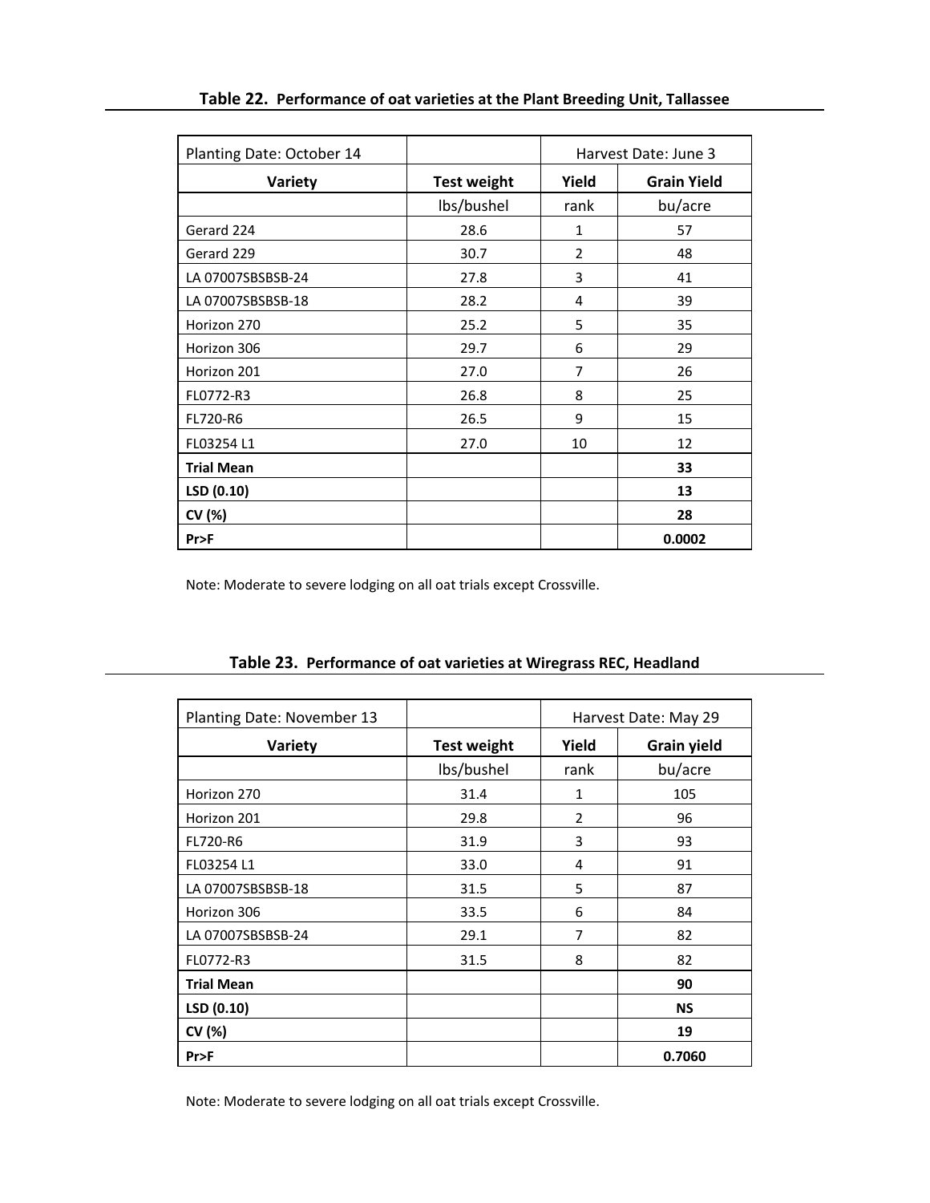**Table 22. Performance of oat varieties at the Plant Breeding Unit, Tallassee**

| Planting Date: October 14 | | Harvest Date: June 3 | |
|---|---|---|---|
| **Variety** | **Test weight** | **Yield** | **Grain Yield** |
| | lbs/bushel | rank | bu/acre |
| Gerard 224 | 28.6 | 1 | 57 |
| Gerard 229 | 30.7 | 2 | 48 |
| LA 07007SBSBSB-24 | 27.8 | 3 | 41 |
| LA 07007SBSBSB-18 | 28.2 | 4 | 39 |
| Horizon 270 | 25.2 | 5 | 35 |
| Horizon 306 | 29.7 | 6 | 29 |
| Horizon 201 | 27.0 | 7 | 26 |
| FL0772-R3 | 26.8 | 8 | 25 |
| FL720-R6 | 26.5 | 9 | 15 |
| FL03254 L1 | 27.0 | 10 | 12 |
| **Trial Mean** | | | **33** |
| **LSD (0.10)** | | | **13** |
| **CV (%)** | | | **28** |
| **Pr>F** | | | **0.0002** |

Note: Moderate to severe lodging on all oat trials except Crossville.

**Table 23. Performance of oat varieties at Wiregrass REC, Headland**

| Planting Date: November 13 | | Harvest Date: May 29 | |
|---|---|---|---|
| **Variety** | **Test weight** | **Yield** | **Grain yield** |
| | lbs/bushel | rank | bu/acre |
| Horizon 270 | 31.4 | 1 | 105 |
| Horizon 201 | 29.8 | 2 | 96 |
| FL720-R6 | 31.9 | 3 | 93 |
| FL03254 L1 | 33.0 | 4 | 91 |
| LA 07007SBSBSB-18 | 31.5 | 5 | 87 |
| Horizon 306 | 33.5 | 6 | 84 |
| LA 07007SBSBSB-24 | 29.1 | 7 | 82 |
| FL0772-R3 | 31.5 | 8 | 82 |
| **Trial Mean** | | | **90** |
| **LSD (0.10)** | | | **NS** |
| **CV (%)** | | | **19** |
| **Pr>F** | | | **0.7060** |

Note: Moderate to severe lodging on all oat trials except Crossville.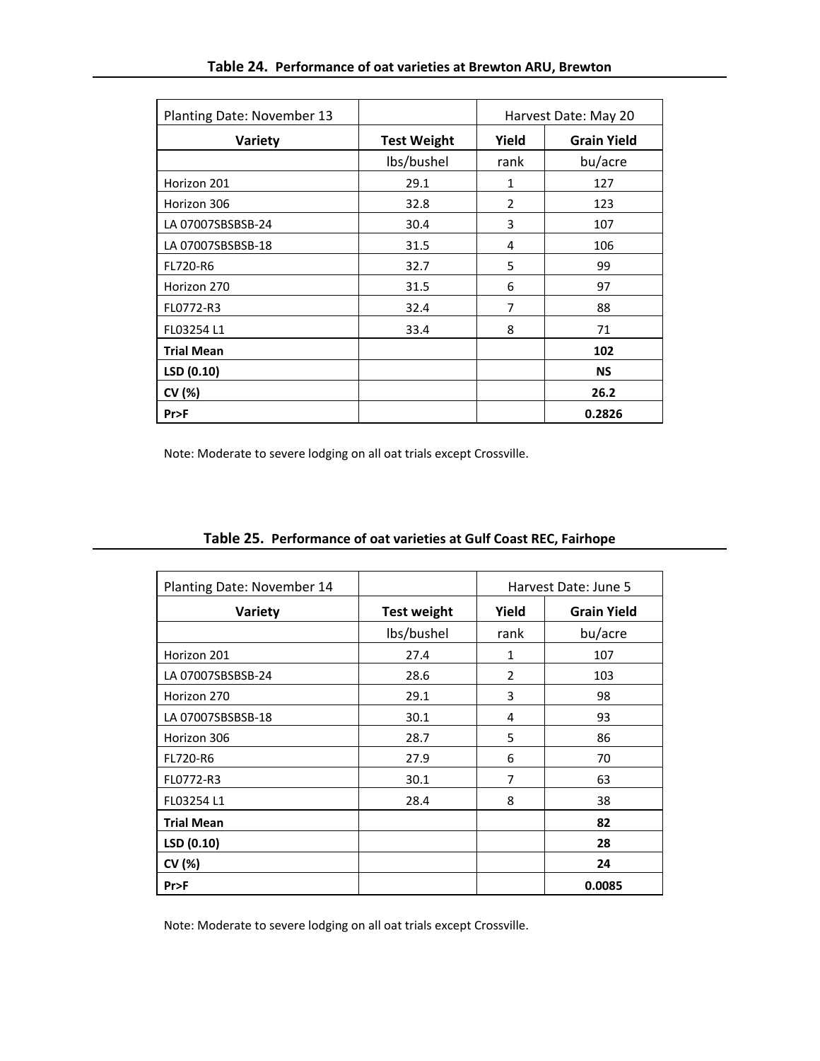**Table 24. Performance of oat varieties at Brewton ARU, Brewton**

| Planting Date: November 13 | | Harvest Date: May 20 | |
|---|---|---|---|
| **Variety** | **Test Weight** | **Yield** | **Grain Yield** |
| | lbs/bushel | rank | bu/acre |
| Horizon 201 | 29.1 | 1 | 127 |
| Horizon 306 | 32.8 | 2 | 123 |
| LA 07007SBSBSB-24 | 30.4 | 3 | 107 |
| LA 07007SBSBSB-18 | 31.5 | 4 | 106 |
| FL720-R6 | 32.7 | 5 | 99 |
| Horizon 270 | 31.5 | 6 | 97 |
| FL0772-R3 | 32.4 | 7 | 88 |
| FL03254 L1 | 33.4 | 8 | 71 |
| **Trial Mean** | | | **102** |
| **LSD (0.10)** | | | **NS** |
| **CV (%)** | | | **26.2** |
| **Pr>F** | | | **0.2826** |

Note: Moderate to severe lodging on all oat trials except Crossville.

**Table 25. Performance of oat varieties at Gulf Coast REC, Fairhope**

| Planting Date: November 14 | | Harvest Date: June 5 | |
|---|---|---|---|
| **Variety** | **Test weight** | **Yield** | **Grain Yield** |
| | lbs/bushel | rank | bu/acre |
| Horizon 201 | 27.4 | 1 | 107 |
| LA 07007SBSBSB-24 | 28.6 | 2 | 103 |
| Horizon 270 | 29.1 | 3 | 98 |
| LA 07007SBSBSB-18 | 30.1 | 4 | 93 |
| Horizon 306 | 28.7 | 5 | 86 |
| FL720-R6 | 27.9 | 6 | 70 |
| FL0772-R3 | 30.1 | 7 | 63 |
| FL03254 L1 | 28.4 | 8 | 38 |
| **Trial Mean** | | | **82** |
| **LSD (0.10)** | | | **28** |
| **CV (%)** | | | **24** |
| **Pr>F** | | | **0.0085** |

Note: Moderate to severe lodging on all oat trials except Crossville.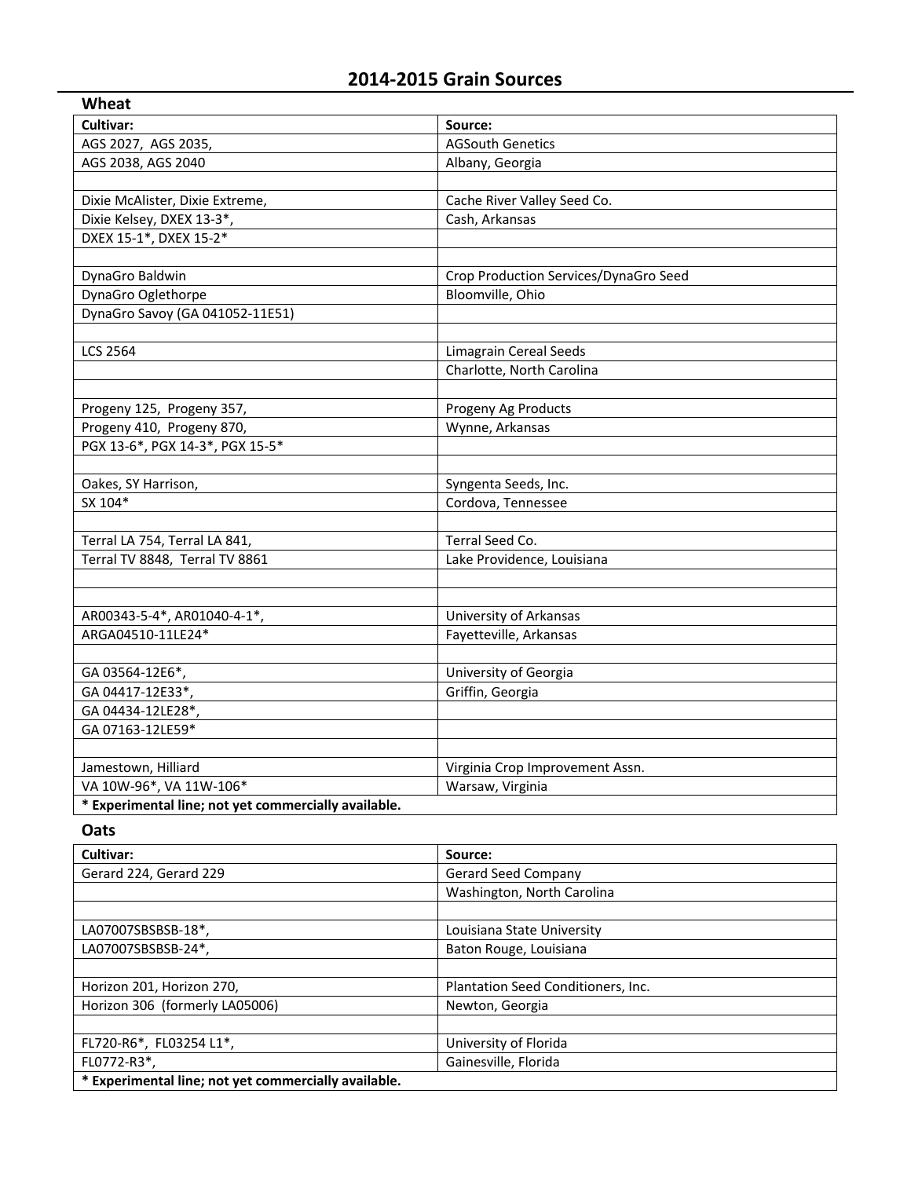# 2014-2015 Grain Sources

## Wheat

| Cultivar: | Source: |
|---|---|
| AGS 2027, AGS 2035, | AGSouth Genetics |
| AGS 2038, AGS 2040 | Albany, Georgia |
| | |
| Dixie McAlister, Dixie Extreme, | Cache River Valley Seed Co. |
| Dixie Kelsey, DXEX 13-3*, | Cash, Arkansas |
| DXEX 15-1*, DXEX 15-2* | |
| | |
| DynaGro Baldwin | Crop Production Services/DynaGro Seed |
| DynaGro Oglethorpe | Bloomville, Ohio |
| DynaGro Savoy (GA 041052-11E51) | |
| | |
| LCS 2564 | Limagrain Cereal Seeds |
| | Charlotte, North Carolina |
| | |
| Progeny 125, Progeny 357, | Progeny Ag Products |
| Progeny 410, Progeny 870, | Wynne, Arkansas |
| PGX 13-6*, PGX 14-3*, PGX 15-5* | |
| | |
| Oakes, SY Harrison, | Syngenta Seeds, Inc. |
| SX 104* | Cordova, Tennessee |
| | |
| Terral LA 754, Terral LA 841, | Terral Seed Co. |
| Terral TV 8848, Terral TV 8861 | Lake Providence, Louisiana |
| | |
| | |
| AR00343-5-4*, AR01040-4-1*, | University of Arkansas |
| ARGA04510-11LE24* | Fayetteville, Arkansas |
| | |
| GA 03564-12E6*, | University of Georgia |
| GA 04417-12E33*, | Griffin, Georgia |
| GA 04434-12LE28*, | |
| GA 07163-12LE59* | |
| | |
| Jamestown, Hilliard | Virginia Crop Improvement Assn. |
| VA 10W-96*, VA 11W-106* | Warsaw, Virginia |
| **\* Experimental line; not yet commercially available.** | |

## Oats

| Cultivar: | Source: |
|---|---|
| Gerard 224, Gerard 229 | Gerard Seed Company |
| | Washington, North Carolina |
| | |
| LA07007SBSBSB-18*, | Louisiana State University |
| LA07007SBSBSB-24*, | Baton Rouge, Louisiana |
| | |
| Horizon 201, Horizon 270, | Plantation Seed Conditioners, Inc. |
| Horizon 306 (formerly LA05006) | Newton, Georgia |
| | |
| FL720-R6*, FL03254 L1*, | University of Florida |
| FL0772-R3*, | Gainesville, Florida |
| **\* Experimental line; not yet commercially available.** | |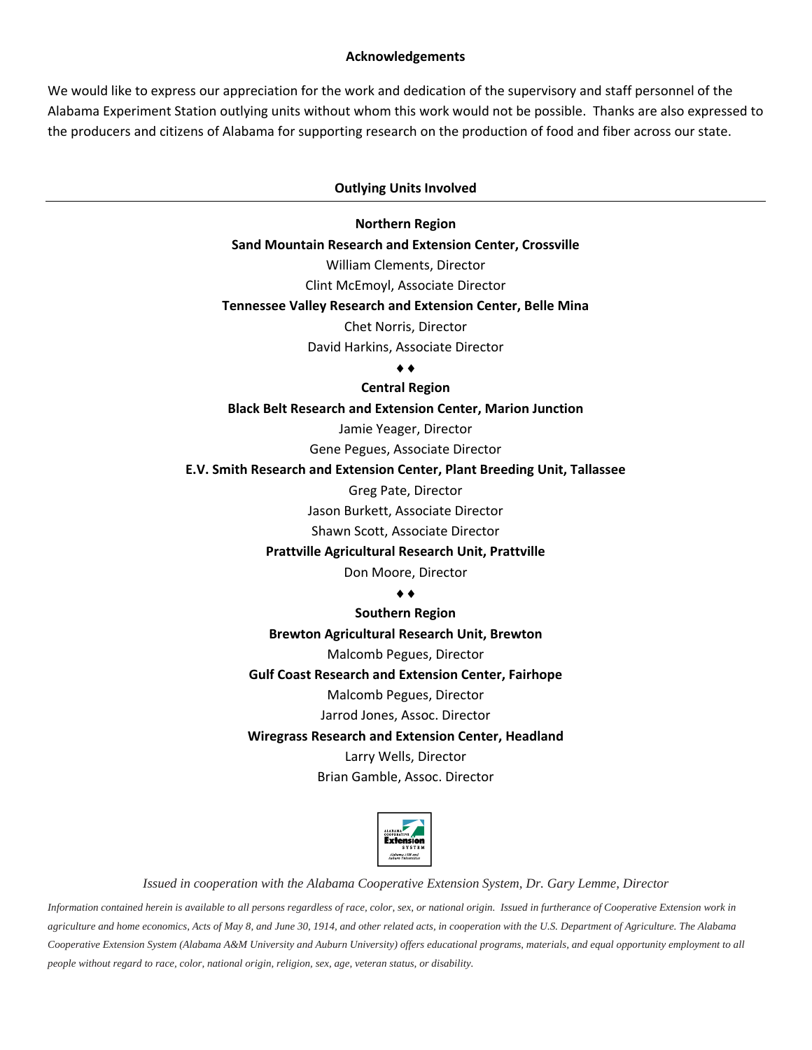## Acknowledgements

We would like to express our appreciation for the work and dedication of the supervisory and staff personnel of the Alabama Experiment Station outlying units without whom this work would not be possible. Thanks are also expressed to the producers and citizens of Alabama for supporting research on the production of food and fiber across our state.

## Outlying Units Involved

---

**Northern Region**

**Sand Mountain Research and Extension Center, Crossville**

William Clements, Director

Clint McEmoyl, Associate Director

**Tennessee Valley Research and Extension Center, Belle Mina**

Chet Norris, Director

David Harkins, Associate Director

♦ ♦

**Central Region**

**Black Belt Research and Extension Center, Marion Junction**

Jamie Yeager, Director

Gene Pegues, Associate Director

**E.V. Smith Research and Extension Center, Plant Breeding Unit, Tallassee**

Greg Pate, Director

Jason Burkett, Associate Director

Shawn Scott, Associate Director

**Prattville Agricultural Research Unit, Prattville**

Don Moore, Director

♦ ♦

**Southern Region**

**Brewton Agricultural Research Unit, Brewton**

Malcomb Pegues, Director

**Gulf Coast Research and Extension Center, Fairhope**

Malcomb Pegues, Director

Jarrod Jones, Assoc. Director

**Wiregrass Research and Extension Center, Headland**

Larry Wells, Director

Brian Gamble, Assoc. Director

*Issued in cooperation with the Alabama Cooperative Extension System, Dr. Gary Lemme, Director*

*Information contained herein is available to all persons regardless of race, color, sex, or national origin. Issued in furtherance of Cooperative Extension work in agriculture and home economics, Acts of May 8, and June 30, 1914, and other related acts, in cooperation with the U.S. Department of Agriculture. The Alabama Cooperative Extension System (Alabama A&M University and Auburn University) offers educational programs, materials, and equal opportunity employment to all people without regard to race, color, national origin, religion, sex, age, veteran status, or disability.*